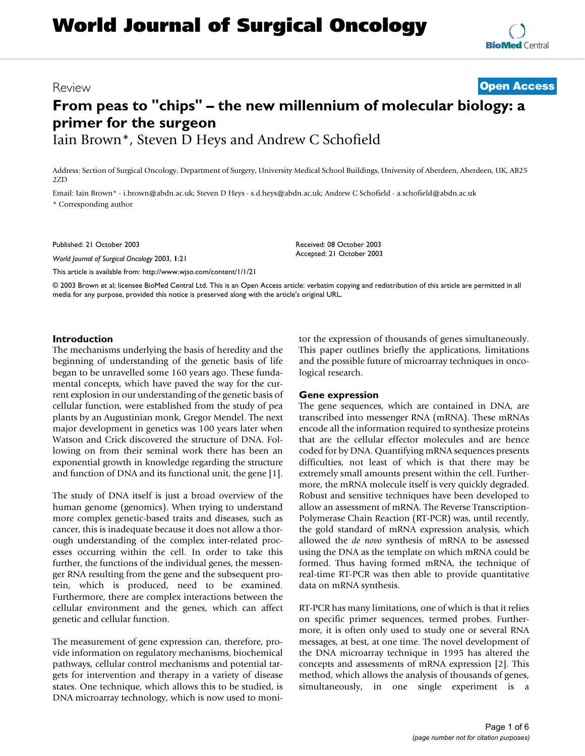# World Journal of Surgical Oncology

Review

**Open Access**

# From peas to "chips" – the new millennium of molecular biology: a primer for the surgeon

Iain Brown*, Steven D Heys and Andrew C Schofield

Address: Section of Surgical Oncology, Department of Surgery, University Medical School Buildings, University of Aberdeen, Aberdeen, UK, AB25 2ZD

Email: Iain Brown* - i.brown@abdn.ac.uk; Steven D Heys - s.d.heys@abdn.ac.uk; Andrew C Schofield - a.schofield@abdn.ac.uk

* Corresponding author

Published: 21 October 2003

*World Journal of Surgical Oncology* 2003, **1**:21

This article is available from: http://www.wjso.com/content/1/1/21

Received: 08 October 2003
Accepted: 21 October 2003

© 2003 Brown et al; licensee BioMed Central Ltd. This is an Open Access article: verbatim copying and redistribution of this article are permitted in all media for any purpose, provided this notice is preserved along with the article's original URL.

## Introduction

The mechanisms underlying the basis of heredity and the beginning of understanding of the genetic basis of life began to be unravelled some 160 years ago. These fundamental concepts, which have paved the way for the current explosion in our understanding of the genetic basis of cellular function, were established from the study of pea plants by an Augustinian monk, Gregor Mendel. The next major development in genetics was 100 years later when Watson and Crick discovered the structure of DNA. Following on from their seminal work there has been an exponential growth in knowledge regarding the structure and function of DNA and its functional unit, the gene [1].

The study of DNA itself is just a broad overview of the human genome (genomics). When trying to understand more complex genetic-based traits and diseases, such as cancer, this is inadequate because it does not allow a thorough understanding of the complex inter-related processes occurring within the cell. In order to take this further, the functions of the individual genes, the messenger RNA resulting from the gene and the subsequent protein, which is produced, need to be examined. Furthermore, there are complex interactions between the cellular environment and the genes, which can affect genetic and cellular function.

The measurement of gene expression can, therefore, provide information on regulatory mechanisms, biochemical pathways, cellular control mechanisms and potential targets for intervention and therapy in a variety of disease states. One technique, which allows this to be studied, is DNA microarray technology, which is now used to monitor the expression of thousands of genes simultaneously. This paper outlines briefly the applications, limitations and the possible future of microarray techniques in oncological research.

## Gene expression

The gene sequences, which are contained in DNA, are transcribed into messenger RNA (mRNA). These mRNAs encode all the information required to synthesize proteins that are the cellular effector molecules and are hence coded for by DNA. Quantifying mRNA sequences presents difficulties, not least of which is that there may be extremely small amounts present within the cell. Furthermore, the mRNA molecule itself is very quickly degraded. Robust and sensitive techniques have been developed to allow an assessment of mRNA. The Reverse Transcription-Polymerase Chain Reaction (RT-PCR) was, until recently, the gold standard of mRNA expression analysis, which allowed the *de novo* synthesis of mRNA to be assessed using the DNA as the template on which mRNA could be formed. Thus having formed mRNA, the technique of real-time RT-PCR was then able to provide quantitative data on mRNA synthesis.

RT-PCR has many limitations, one of which is that it relies on specific primer sequences, termed probes. Furthermore, it is often only used to study one or several RNA messages, at best, at one time. The novel development of the DNA microarray technique in 1995 has altered the concepts and assessments of mRNA expression [2]. This method, which allows the analysis of thousands of genes, simultaneously, in one single experiment is a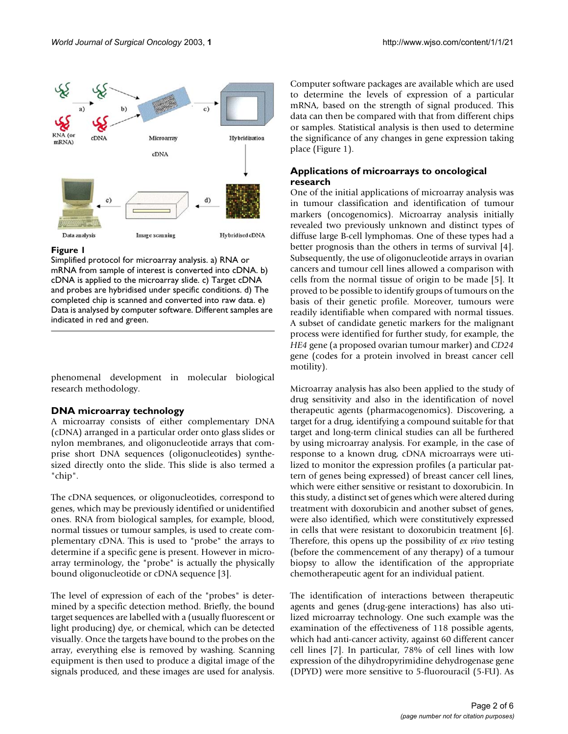**Figure 1**
Simplified protocol for microarray analysis. a) RNA or mRNA from sample of interest is converted into cDNA. b) cDNA is applied to the microarray slide. c) Target cDNA and probes are hybridised under specific conditions. d) The completed chip is scanned and converted into raw data. e) Data is analysed by computer software. Different samples are indicated in red and green.

phenomenal development in molecular biological research methodology.

## DNA microarray technology

A microarray consists of either complementary DNA (cDNA) arranged in a particular order onto glass slides or nylon membranes, and oligonucleotide arrays that comprise short DNA sequences (oligonucleotides) synthesized directly onto the slide. This slide is also termed a "chip".

The cDNA sequences, or oligonucleotides, correspond to genes, which may be previously identified or unidentified ones. RNA from biological samples, for example, blood, normal tissues or tumour samples, is used to create complementary cDNA. This is used to "probe" the arrays to determine if a specific gene is present. However in microarray terminology, the "probe" is actually the physically bound oligonucleotide or cDNA sequence [3].

The level of expression of each of the "probes" is determined by a specific detection method. Briefly, the bound target sequences are labelled with a (usually fluorescent or light producing) dye, or chemical, which can be detected visually. Once the targets have bound to the probes on the array, everything else is removed by washing. Scanning equipment is then used to produce a digital image of the signals produced, and these images are used for analysis.

Computer software packages are available which are used to determine the levels of expression of a particular mRNA, based on the strength of signal produced. This data can then be compared with that from different chips or samples. Statistical analysis is then used to determine the significance of any changes in gene expression taking place (Figure 1).

## Applications of microarrays to oncological research

One of the initial applications of microarray analysis was in tumour classification and identification of tumour markers (oncogenomics). Microarray analysis initially revealed two previously unknown and distinct types of diffuse large B-cell lymphomas. One of these types had a better prognosis than the others in terms of survival [4]. Subsequently, the use of oligonucleotide arrays in ovarian cancers and tumour cell lines allowed a comparison with cells from the normal tissue of origin to be made [5]. It proved to be possible to identify groups of tumours on the basis of their genetic profile. Moreover, tumours were readily identifiable when compared with normal tissues. A subset of candidate genetic markers for the malignant process were identified for further study, for example, the *HE4* gene (a proposed ovarian tumour marker) and *CD24* gene (codes for a protein involved in breast cancer cell motility).

Microarray analysis has also been applied to the study of drug sensitivity and also in the identification of novel therapeutic agents (pharmacogenomics). Discovering, a target for a drug, identifying a compound suitable for that target and long-term clinical studies can all be furthered by using microarray analysis. For example, in the case of response to a known drug, cDNA microarrays were utilized to monitor the expression profiles (a particular pattern of genes being expressed) of breast cancer cell lines, which were either sensitive or resistant to doxorubicin. In this study, a distinct set of genes which were altered during treatment with doxorubicin and another subset of genes, were also identified, which were constitutively expressed in cells that were resistant to doxorubicin treatment [6]. Therefore, this opens up the possibility of *ex vivo* testing (before the commencement of any therapy) of a tumour biopsy to allow the identification of the appropriate chemotherapeutic agent for an individual patient.

The identification of interactions between therapeutic agents and genes (drug-gene interactions) has also utilized microarray technology. One such example was the examination of the effectiveness of 118 possible agents, which had anti-cancer activity, against 60 different cancer cell lines [7]. In particular, 78% of cell lines with low expression of the dihydropyrimidine dehydrogenase gene (DPYD) were more sensitive to 5-fluorouracil (5-FU). As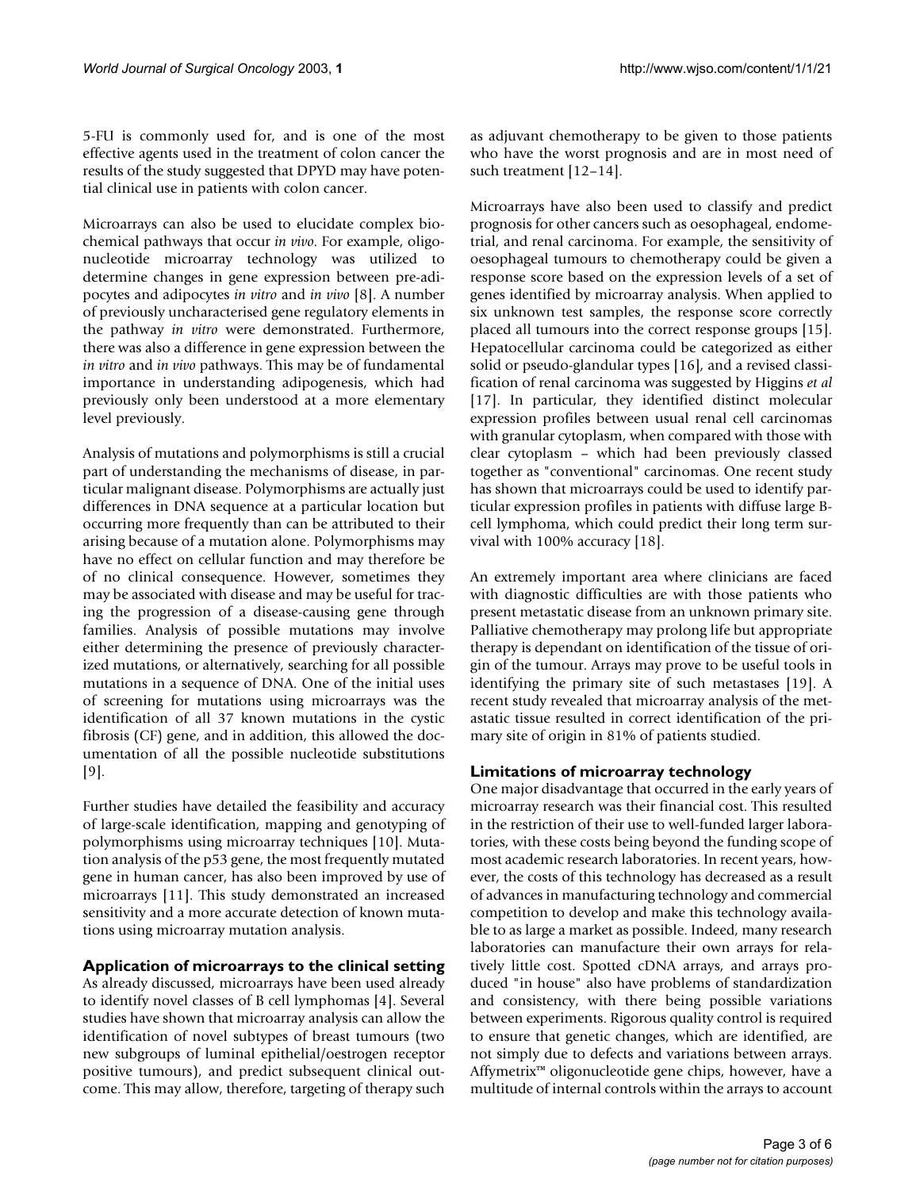5-FU is commonly used for, and is one of the most effective agents used in the treatment of colon cancer the results of the study suggested that DPYD may have potential clinical use in patients with colon cancer.

Microarrays can also be used to elucidate complex biochemical pathways that occur *in vivo*. For example, oligonucleotide microarray technology was utilized to determine changes in gene expression between pre-adipocytes and adipocytes *in vitro* and *in vivo* [8]. A number of previously uncharacterised gene regulatory elements in the pathway *in vitro* were demonstrated. Furthermore, there was also a difference in gene expression between the *in vitro* and *in vivo* pathways. This may be of fundamental importance in understanding adipogenesis, which had previously only been understood at a more elementary level previously.

Analysis of mutations and polymorphisms is still a crucial part of understanding the mechanisms of disease, in particular malignant disease. Polymorphisms are actually just differences in DNA sequence at a particular location but occurring more frequently than can be attributed to their arising because of a mutation alone. Polymorphisms may have no effect on cellular function and may therefore be of no clinical consequence. However, sometimes they may be associated with disease and may be useful for tracing the progression of a disease-causing gene through families. Analysis of possible mutations may involve either determining the presence of previously characterized mutations, or alternatively, searching for all possible mutations in a sequence of DNA. One of the initial uses of screening for mutations using microarrays was the identification of all 37 known mutations in the cystic fibrosis (CF) gene, and in addition, this allowed the documentation of all the possible nucleotide substitutions [9].

Further studies have detailed the feasibility and accuracy of large-scale identification, mapping and genotyping of polymorphisms using microarray techniques [10]. Mutation analysis of the p53 gene, the most frequently mutated gene in human cancer, has also been improved by use of microarrays [11]. This study demonstrated an increased sensitivity and a more accurate detection of known mutations using microarray mutation analysis.

### Application of microarrays to the clinical setting

As already discussed, microarrays have been used already to identify novel classes of B cell lymphomas [4]. Several studies have shown that microarray analysis can allow the identification of novel subtypes of breast tumours (two new subgroups of luminal epithelial/oestrogen receptor positive tumours), and predict subsequent clinical outcome. This may allow, therefore, targeting of therapy such as adjuvant chemotherapy to be given to those patients who have the worst prognosis and are in most need of such treatment [12–14].

Microarrays have also been used to classify and predict prognosis for other cancers such as oesophageal, endometrial, and renal carcinoma. For example, the sensitivity of oesophageal tumours to chemotherapy could be given a response score based on the expression levels of a set of genes identified by microarray analysis. When applied to six unknown test samples, the response score correctly placed all tumours into the correct response groups [15]. Hepatocellular carcinoma could be categorized as either solid or pseudo-glandular types [16], and a revised classification of renal carcinoma was suggested by Higgins *et al* [17]. In particular, they identified distinct molecular expression profiles between usual renal cell carcinomas with granular cytoplasm, when compared with those with clear cytoplasm – which had been previously classed together as "conventional" carcinomas. One recent study has shown that microarrays could be used to identify particular expression profiles in patients with diffuse large B-cell lymphoma, which could predict their long term survival with 100% accuracy [18].

An extremely important area where clinicians are faced with diagnostic difficulties are with those patients who present metastatic disease from an unknown primary site. Palliative chemotherapy may prolong life but appropriate therapy is dependant on identification of the tissue of origin of the tumour. Arrays may prove to be useful tools in identifying the primary site of such metastases [19]. A recent study revealed that microarray analysis of the metastatic tissue resulted in correct identification of the primary site of origin in 81% of patients studied.

### Limitations of microarray technology

One major disadvantage that occurred in the early years of microarray research was their financial cost. This resulted in the restriction of their use to well-funded larger laboratories, with these costs being beyond the funding scope of most academic research laboratories. In recent years, however, the costs of this technology has decreased as a result of advances in manufacturing technology and commercial competition to develop and make this technology available to as large a market as possible. Indeed, many research laboratories can manufacture their own arrays for relatively little cost. Spotted cDNA arrays, and arrays produced "in house" also have problems of standardization and consistency, with there being possible variations between experiments. Rigorous quality control is required to ensure that genetic changes, which are identified, are not simply due to defects and variations between arrays. Affymetrix™ oligonucleotide gene chips, however, have a multitude of internal controls within the arrays to account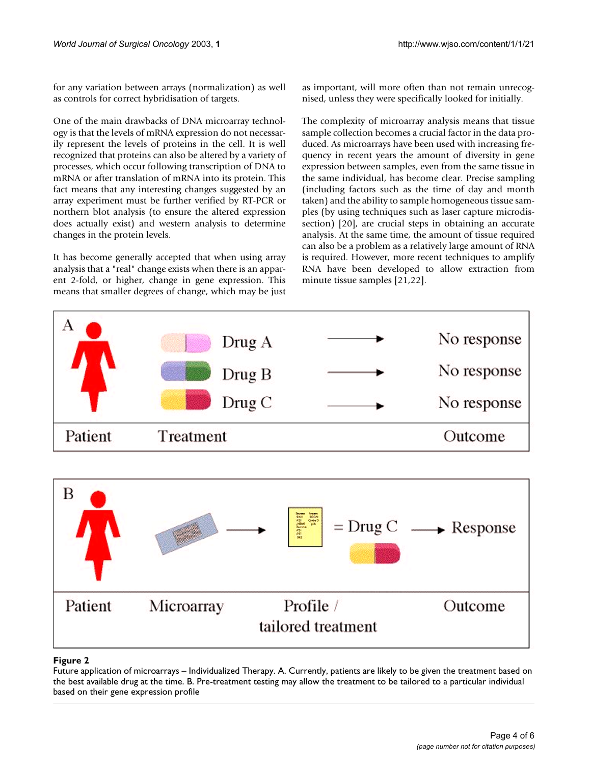for any variation between arrays (normalization) as well as controls for correct hybridisation of targets.

One of the main drawbacks of DNA microarray technology is that the levels of mRNA expression do not necessarily represent the levels of proteins in the cell. It is well recognized that proteins can also be altered by a variety of processes, which occur following transcription of DNA to mRNA or after translation of mRNA into its protein. This fact means that any interesting changes suggested by an array experiment must be further verified by RT-PCR or northern blot analysis (to ensure the altered expression does actually exist) and western analysis to determine changes in the protein levels.

It has become generally accepted that when using array analysis that a "real" change exists when there is an apparent 2-fold, or higher, change in gene expression. This means that smaller degrees of change, which may be just as important, will more often than not remain unrecognised, unless they were specifically looked for initially.

The complexity of microarray analysis means that tissue sample collection becomes a crucial factor in the data produced. As microarrays have been used with increasing frequency in recent years the amount of diversity in gene expression between samples, even from the same tissue in the same individual, has become clear. Precise sampling (including factors such as the time of day and month taken) and the ability to sample homogeneous tissue samples (by using techniques such as laser capture microdissection) [20], are crucial steps in obtaining an accurate analysis. At the same time, the amount of tissue required can also be a problem as a relatively large amount of RNA is required. However, more recent techniques to amplify RNA have been developed to allow extraction from minute tissue samples [21,22].

**Figure 2**
Future application of microarrays – Individualized Therapy. A. Currently, patients are likely to be given the treatment based on the best available drug at the time. B. Pre-treatment testing may allow the treatment to be tailored to a particular individual based on their gene expression profile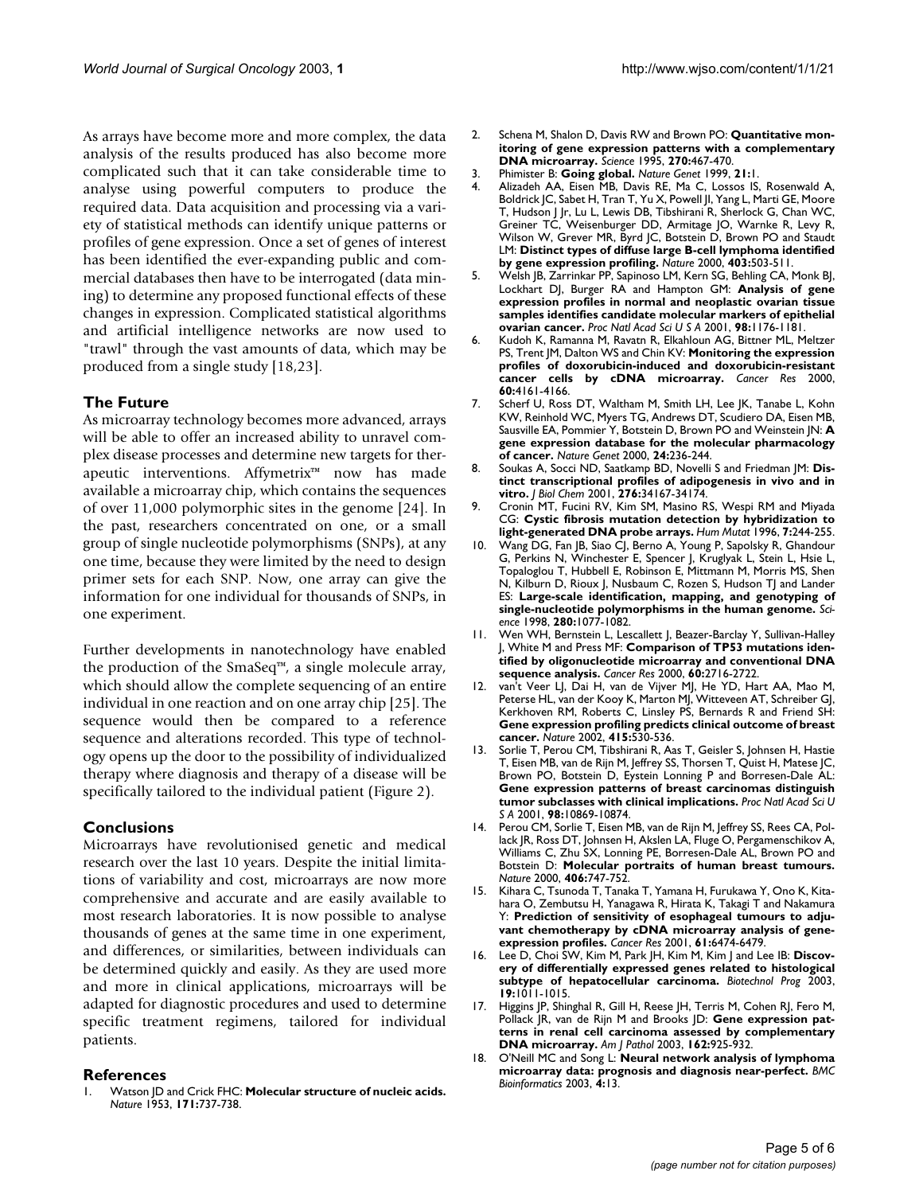As arrays have become more and more complex, the data analysis of the results produced has also become more complicated such that it can take considerable time to analyse using powerful computers to produce the required data. Data acquisition and processing via a variety of statistical methods can identify unique patterns or profiles of gene expression. Once a set of genes of interest has been identified the ever-expanding public and commercial databases then have to be interrogated (data mining) to determine any proposed functional effects of these changes in expression. Complicated statistical algorithms and artificial intelligence networks are now used to "trawl" through the vast amounts of data, which may be produced from a single study [18,23].

## The Future

As microarray technology becomes more advanced, arrays will be able to offer an increased ability to unravel complex disease processes and determine new targets for therapeutic interventions. Affymetrix™ now has made available a microarray chip, which contains the sequences of over 11,000 polymorphic sites in the genome [24]. In the past, researchers concentrated on one, or a small group of single nucleotide polymorphisms (SNPs), at any one time, because they were limited by the need to design primer sets for each SNP. Now, one array can give the information for one individual for thousands of SNPs, in one experiment.

Further developments in nanotechnology have enabled the production of the SmaSeq™, a single molecule array, which should allow the complete sequencing of an entire individual in one reaction and on one array chip [25]. The sequence would then be compared to a reference sequence and alterations recorded. This type of technology opens up the door to the possibility of individualized therapy where diagnosis and therapy of a disease will be specifically tailored to the individual patient (Figure 2).

## Conclusions

Microarrays have revolutionised genetic and medical research over the last 10 years. Despite the initial limitations of variability and cost, microarrays are now more comprehensive and accurate and are easily available to most research laboratories. It is now possible to analyse thousands of genes at the same time in one experiment, and differences, or similarities, between individuals can be determined quickly and easily. As they are used more and more in clinical applications, microarrays will be adapted for diagnostic procedures and used to determine specific treatment regimens, tailored for individual patients.

## References

1. Watson JD and Crick FHC: **Molecular structure of nucleic acids.** *Nature* 1953, **171:**737-738.
2. Schena M, Shalon D, Davis RW and Brown PO: **Quantitative monitoring of gene expression patterns with a complementary DNA microarray.** *Science* 1995, **270:**467-470.
3. Phimister B: **Going global.** *Nature Genet* 1999, **21:**1.
4. Alizadeh AA, Eisen MB, Davis RE, Ma C, Lossos IS, Rosenwald A, Boldrick JC, Sabet H, Tran T, Yu X, Powell JI, Yang L, Marti GE, Moore T, Hudson J Jr, Lu L, Lewis DB, Tibshirani R, Sherlock G, Chan WC, Greiner TC, Weisenburger DD, Armitage JO, Warnke R, Levy R, Wilson W, Grever MR, Byrd JC, Botstein D, Brown PO and Staudt LM: **Distinct types of diffuse large B-cell lymphoma identified by gene expression profiling.** *Nature* 2000, **403:**503-511.
5. Welsh JB, Zarrinkar PP, Sapinoso LM, Kern SG, Behling CA, Monk BJ, Lockhart DJ, Burger RA and Hampton GM: **Analysis of gene expression profiles in normal and neoplastic ovarian tissue samples identifies candidate molecular markers of epithelial ovarian cancer.** *Proc Natl Acad Sci U S A* 2001, **98:**1176-1181.
6. Kudoh K, Ramanna M, Ravatn R, Elkahloun AG, Bittner ML, Meltzer PS, Trent JM, Dalton WS and Chin KV: **Monitoring the expression profiles of doxorubicin-induced and doxorubicin-resistant cancer cells by cDNA microarray.** *Cancer Res* 2000, **60:**4161-4166.
7. Scherf U, Ross DT, Waltham M, Smith LH, Lee JK, Tanabe L, Kohn KW, Reinhold WC, Myers TG, Andrews DT, Scudiero DA, Eisen MB, Sausville EA, Pommier Y, Botstein D, Brown PO and Weinstein JN: **A gene expression database for the molecular pharmacology of cancer.** *Nature Genet* 2000, **24:**236-244.
8. Soukas A, Socci ND, Saatkamp BD, Novelli S and Friedman JM: **Distinct transcriptional profiles of adipogenesis in vivo and in vitro.** *J Biol Chem* 2001, **276:**34167-34174.
9. Cronin MT, Fucini RV, Kim SM, Masino RS, Wespi RM and Miyada CG: **Cystic fibrosis mutation detection by hybridization to light-generated DNA probe arrays.** *Hum Mutat* 1996, **7:**244-255.
10. Wang DG, Fan JB, Siao CJ, Berno A, Young P, Sapolsky R, Ghandour G, Perkins N, Winchester E, Spencer J, Kruglyak L, Stein L, Hsie L, Topaloglou T, Hubbell E, Robinson E, Mittmann M, Morris MS, Shen N, Kilburn D, Rioux J, Nusbaum C, Rozen S, Hudson TJ and Lander ES: **Large-scale identification, mapping, and genotyping of single-nucleotide polymorphisms in the human genome.** *Science* 1998, **280:**1077-1082.
11. Wen WH, Bernstein L, Lescallett J, Beazer-Barclay Y, Sullivan-Halley J, White M and Press MF: **Comparison of TP53 mutations identified by oligonucleotide microarray and conventional DNA sequence analysis.** *Cancer Res* 2000, **60:**2716-2722.
12. van't Veer LJ, Dai H, van de Vijver MJ, He YD, Hart AA, Mao M, Peterse HL, van der Kooy K, Marton MJ, Witteveen AT, Schreiber GJ, Kerkhoven RM, Roberts C, Linsley PS, Bernards R and Friend SH: **Gene expression profiling predicts clinical outcome of breast cancer.** *Nature* 2002, **415:**530-536.
13. Sorlie T, Perou CM, Tibshirani R, Aas T, Geisler S, Johnsen H, Hastie T, Eisen MB, van de Rijn M, Jeffrey SS, Thorsen T, Quist H, Matese JC, Brown PO, Botstein D, Eystein Lonning P and Borresen-Dale AL: **Gene expression patterns of breast carcinomas distinguish tumor subclasses with clinical implications.** *Proc Natl Acad Sci U S A* 2001, **98:**10869-10874.
14. Perou CM, Sorlie T, Eisen MB, van de Rijn M, Jeffrey SS, Rees CA, Pollack JR, Ross DT, Johnsen H, Akslen LA, Fluge O, Pergamenschikov A, Williams C, Zhu SX, Lonning PE, Borresen-Dale AL, Brown PO and Botstein D: **Molecular portraits of human breast tumours.** *Nature* 2000, **406:**747-752.
15. Kihara C, Tsunoda T, Tanaka T, Yamana H, Furukawa Y, Ono K, Kitahara O, Zembutsu H, Yanagawa R, Hirata K, Takagi T and Nakamura Y: **Prediction of sensitivity of esophageal tumours to adjuvant chemotherapy by cDNA microarray analysis of gene-expression profiles.** *Cancer Res* 2001, **61:**6474-6479.
16. Lee D, Choi SW, Kim M, Park JH, Kim M, Kim J and Lee IB: **Discovery of differentially expressed genes related to histological subtype of hepatocellular carcinoma.** *Biotechnol Prog* 2003, **19:**1011-1015.
17. Higgins JP, Shinghal R, Gill H, Reese JH, Terris M, Cohen RJ, Fero M, Pollack JR, van de Rijn M and Brooks JD: **Gene expression patterns in renal cell carcinoma assessed by complementary DNA microarray.** *Am J Pathol* 2003, **162:**925-932.
18. O'Neill MC and Song L: **Neural network analysis of lymphoma microarray data: prognosis and diagnosis near-perfect.** *BMC Bioinformatics* 2003, **4:**13.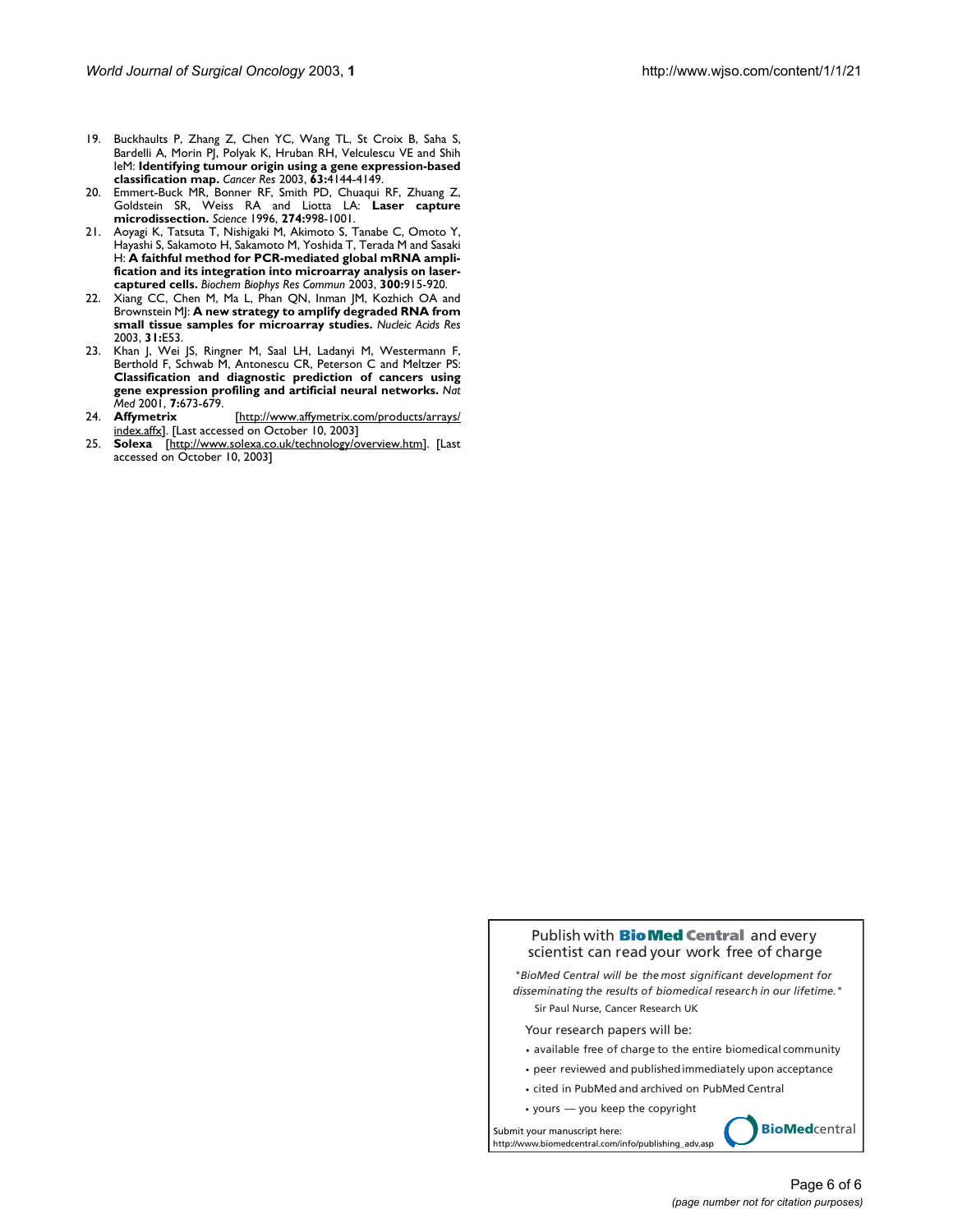19. Buckhaults P, Zhang Z, Chen YC, Wang TL, St Croix B, Saha S, Bardelli A, Morin PJ, Polyak K, Hruban RH, Velculescu VE and Shih IeM: **Identifying tumour origin using a gene expression-based classification map.** *Cancer Res* 2003, **63:**4144-4149.
20. Emmert-Buck MR, Bonner RF, Smith PD, Chuaqui RF, Zhuang Z, Goldstein SR, Weiss RA and Liotta LA: **Laser capture microdissection.** *Science* 1996, **274:**998-1001.
21. Aoyagi K, Tatsuta T, Nishigaki M, Akimoto S, Tanabe C, Omoto Y, Hayashi S, Sakamoto H, Sakamoto M, Yoshida T, Terada M and Sasaki H: **A faithful method for PCR-mediated global mRNA amplification and its integration into microarray analysis on laser-captured cells.** *Biochem Biophys Res Commun* 2003, **300:**915-920.
22. Xiang CC, Chen M, Ma L, Phan QN, Inman JM, Kozhich OA and Brownstein MJ: **A new strategy to amplify degraded RNA from small tissue samples for microarray studies.** *Nucleic Acids Res* 2003, **31:**E53.
23. Khan J, Wei JS, Ringner M, Saal LH, Ladanyi M, Westermann F, Berthold F, Schwab M, Antonescu CR, Peterson C and Meltzer PS: **Classification and diagnostic prediction of cancers using gene expression profiling and artificial neural networks.** *Nat Med* 2001, **7:**673-679.
24. **Affymetrix** [http://www.affymetrix.com/products/arrays/index.affx]. [Last accessed on October 10, 2003]
25. **Solexa** [http://www.solexa.co.uk/technology/overview.htm]. [Last accessed on October 10, 2003]

Publish with **BioMed Central** and every scientist can read your work free of charge

*"BioMed Central will be the most significant development for disseminating the results of biomedical research in our lifetime."*

Sir Paul Nurse, Cancer Research UK

Your research papers will be:

- available free of charge to the entire biomedical community
- peer reviewed and published immediately upon acceptance
- cited in PubMed and archived on PubMed Central
- yours — you keep the copyright

Submit your manuscript here:
http://www.biomedcentral.com/info/publishing_adv.asp

**BioMed**central